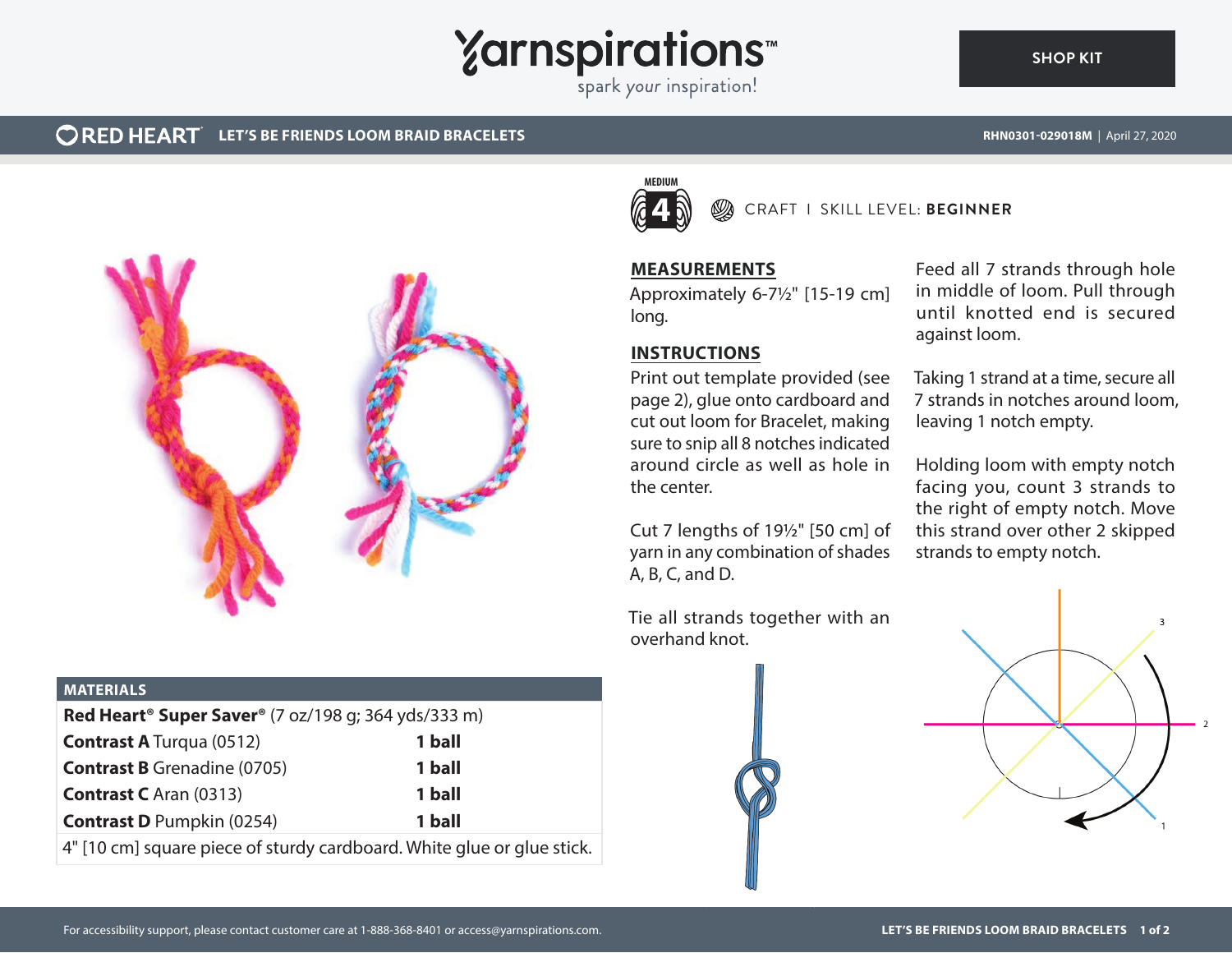# LET'S BE FRIENDS LOOM BRAID BRACELETS

RED HEART

RHN0301-029018M | April 27, 2020

MEDIUM 4

CRAFT I SKILL LEVEL: **BEGINNER**

## MATERIALS

| **Red Heart® Super Saver®** (7 oz/198 g; 364 yds/333 m) | |
|---|---|
| **Contrast A** Turqua (0512) | **1 ball** |
| **Contrast B** Grenadine (0705) | **1 ball** |
| **Contrast C** Aran (0313) | **1 ball** |
| **Contrast D** Pumpkin (0254) | **1 ball** |
| 4" [10 cm] square piece of sturdy cardboard. White glue or glue stick. | |

## MEASUREMENTS

Approximately 6-7½" [15-19 cm] long.

## INSTRUCTIONS

Print out template provided (see page 2), glue onto cardboard and cut out loom for Bracelet, making sure to snip all 8 notches indicated around circle as well as hole in the center.

Cut 7 lengths of 19½" [50 cm] of yarn in any combination of shades A, B, C, and D.

Tie all strands together with an overhand knot.

Feed all 7 strands through hole in middle of loom. Pull through until knotted end is secured against loom.

Taking 1 strand at a time, secure all 7 strands in notches around loom, leaving 1 notch empty.

Holding loom with empty notch facing you, count 3 strands to the right of empty notch. Move this strand over other 2 skipped strands to empty notch.

For accessibility support, please contact customer care at 1-888-368-8401 or access@yarnspirations.com.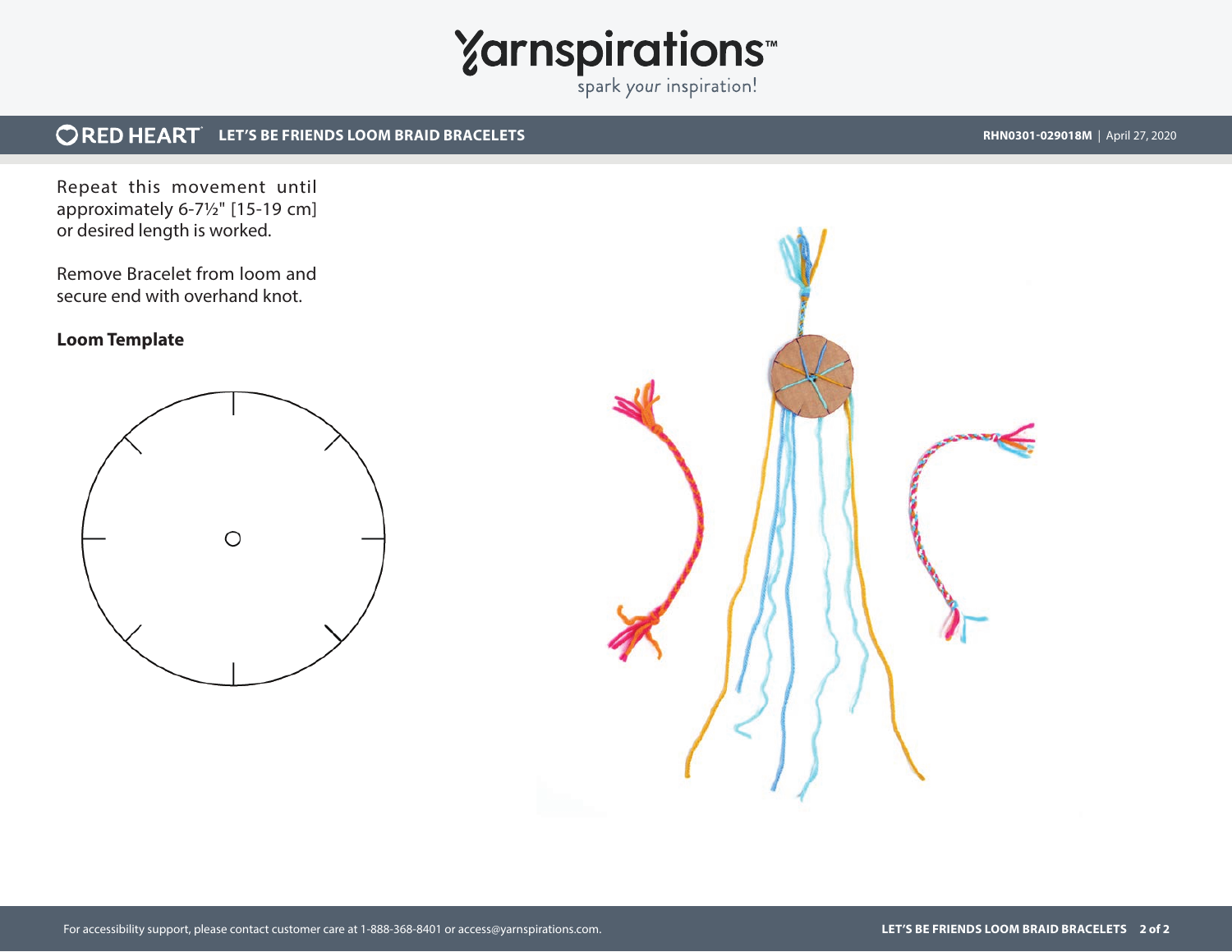Repeat this movement until approximately 6-7½" [15-19 cm] or desired length is worked.

Remove Bracelet from loom and secure end with overhand knot.

**Loom Template**